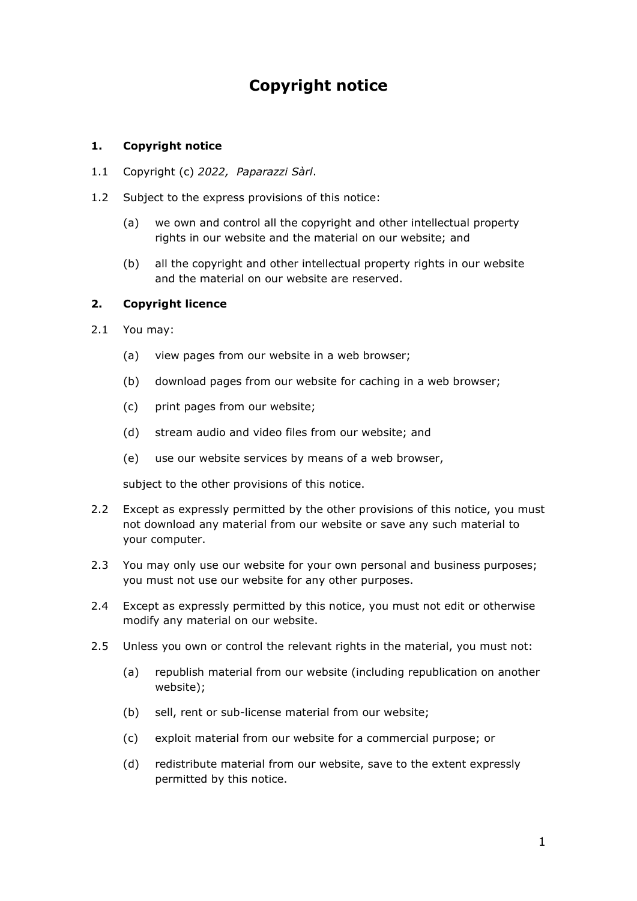# Copyright notice

## 1. Copyright notice

1.1 Copyright (c) *2022, Paparazzi Sàrl*.

1.2 Subject to the express provisions of this notice:

(a) we own and control all the copyright and other intellectual property rights in our website and the material on our website; and

(b) all the copyright and other intellectual property rights in our website and the material on our website are reserved.

## 2. Copyright licence

2.1 You may:

(a) view pages from our website in a web browser;

(b) download pages from our website for caching in a web browser;

(c) print pages from our website;

(d) stream audio and video files from our website; and

(e) use our website services by means of a web browser,

subject to the other provisions of this notice.

2.2 Except as expressly permitted by the other provisions of this notice, you must not download any material from our website or save any such material to your computer.

2.3 You may only use our website for your own personal and business purposes; you must not use our website for any other purposes.

2.4 Except as expressly permitted by this notice, you must not edit or otherwise modify any material on our website.

2.5 Unless you own or control the relevant rights in the material, you must not:

(a) republish material from our website (including republication on another website);

(b) sell, rent or sub-license material from our website;

(c) exploit material from our website for a commercial purpose; or

(d) redistribute material from our website, save to the extent expressly permitted by this notice.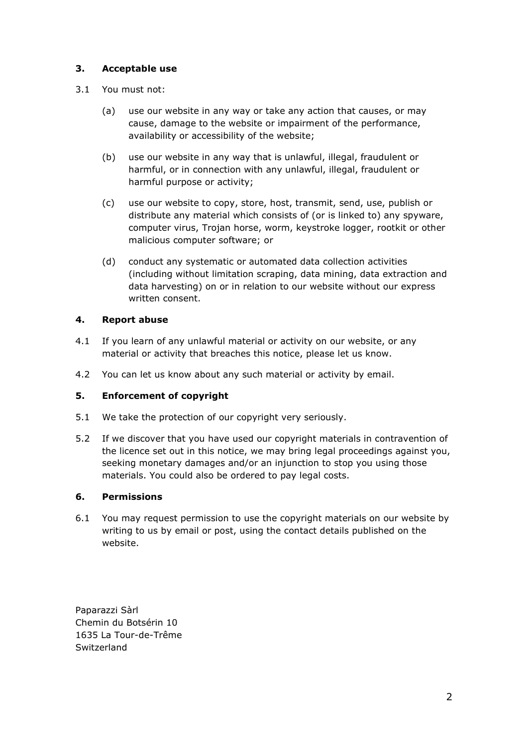## 3. Acceptable use

3.1 You must not:

(a) use our website in any way or take any action that causes, or may cause, damage to the website or impairment of the performance, availability or accessibility of the website;

(b) use our website in any way that is unlawful, illegal, fraudulent or harmful, or in connection with any unlawful, illegal, fraudulent or harmful purpose or activity;

(c) use our website to copy, store, host, transmit, send, use, publish or distribute any material which consists of (or is linked to) any spyware, computer virus, Trojan horse, worm, keystroke logger, rootkit or other malicious computer software; or

(d) conduct any systematic or automated data collection activities (including without limitation scraping, data mining, data extraction and data harvesting) on or in relation to our website without our express written consent.

## 4. Report abuse

4.1 If you learn of any unlawful material or activity on our website, or any material or activity that breaches this notice, please let us know.

4.2 You can let us know about any such material or activity by email.

## 5. Enforcement of copyright

5.1 We take the protection of our copyright very seriously.

5.2 If we discover that you have used our copyright materials in contravention of the licence set out in this notice, we may bring legal proceedings against you, seeking monetary damages and/or an injunction to stop you using those materials. You could also be ordered to pay legal costs.

## 6. Permissions

6.1 You may request permission to use the copyright materials on our website by writing to us by email or post, using the contact details published on the website.

Paparazzi Sàrl
Chemin du Botsérin 10
1635 La Tour-de-Trême
Switzerland